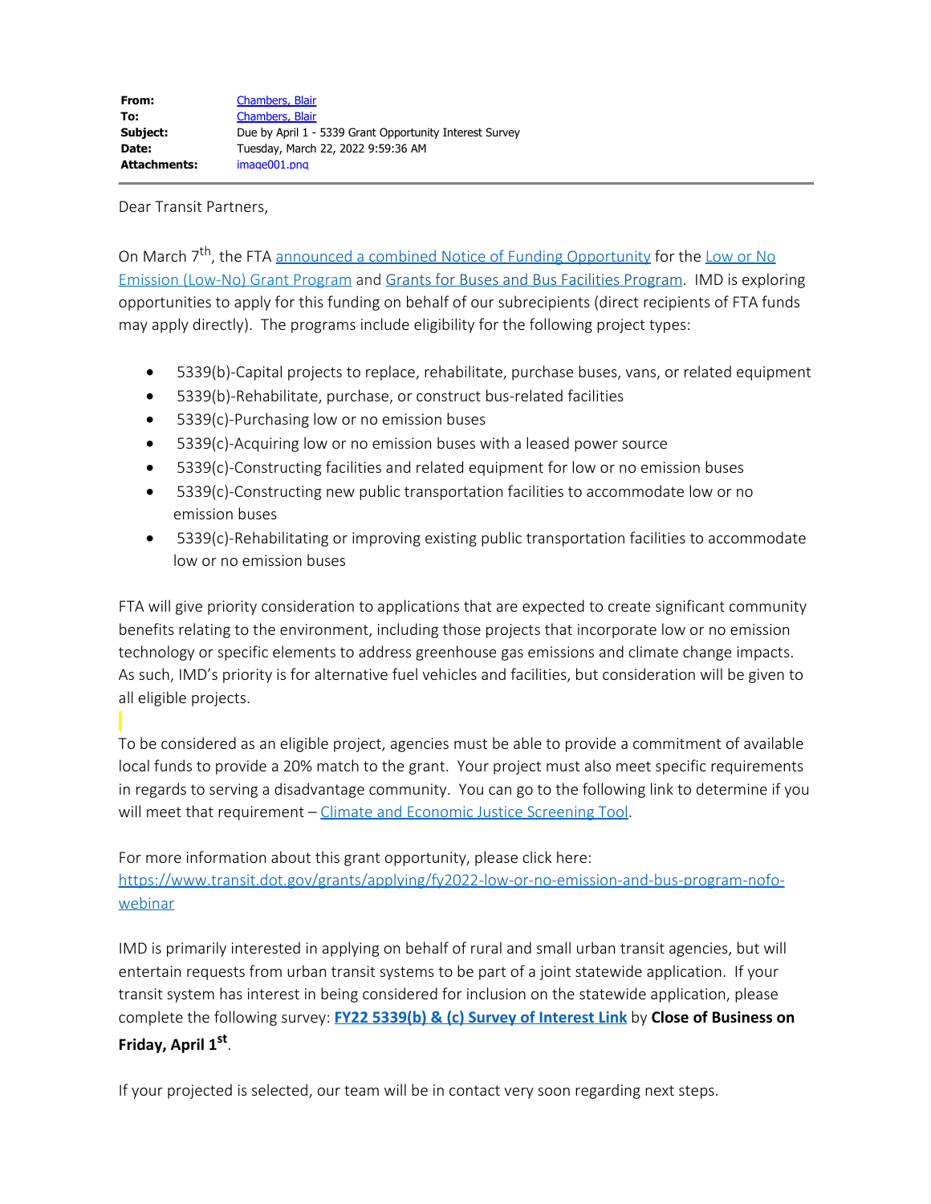| | |
|---|---|
| **From:** | Chambers, Blair |
| **To:** | Chambers, Blair |
| **Subject:** | Due by April 1 - 5339 Grant Opportunity Interest Survey |
| **Date:** | Tuesday, March 22, 2022 9:59:36 AM |
| **Attachments:** | image001.png |

Dear Transit Partners,

On March 7th, the FTA announced a combined Notice of Funding Opportunity for the Low or No Emission (Low-No) Grant Program and Grants for Buses and Bus Facilities Program. IMD is exploring opportunities to apply for this funding on behalf of our subrecipients (direct recipients of FTA funds may apply directly). The programs include eligibility for the following project types:

- 5339(b)-Capital projects to replace, rehabilitate, purchase buses, vans, or related equipment
- 5339(b)-Rehabilitate, purchase, or construct bus-related facilities
- 5339(c)-Purchasing low or no emission buses
- 5339(c)-Acquiring low or no emission buses with a leased power source
- 5339(c)-Constructing facilities and related equipment for low or no emission buses
- 5339(c)-Constructing new public transportation facilities to accommodate low or no emission buses
- 5339(c)-Rehabilitating or improving existing public transportation facilities to accommodate low or no emission buses

FTA will give priority consideration to applications that are expected to create significant community benefits relating to the environment, including those projects that incorporate low or no emission technology or specific elements to address greenhouse gas emissions and climate change impacts. As such, IMD's priority is for alternative fuel vehicles and facilities, but consideration will be given to all eligible projects.

To be considered as an eligible project, agencies must be able to provide a commitment of available local funds to provide a 20% match to the grant. Your project must also meet specific requirements in regards to serving a disadvantage community. You can go to the following link to determine if you will meet that requirement – Climate and Economic Justice Screening Tool.

For more information about this grant opportunity, please click here: https://www.transit.dot.gov/grants/applying/fy2022-low-or-no-emission-and-bus-program-nofo-webinar

IMD is primarily interested in applying on behalf of rural and small urban transit agencies, but will entertain requests from urban transit systems to be part of a joint statewide application. If your transit system has interest in being considered for inclusion on the statewide application, please complete the following survey: **FY22 5339(b) & (c) Survey of Interest Link** by **Close of Business on Friday, April 1st**.

If your projected is selected, our team will be in contact very soon regarding next steps.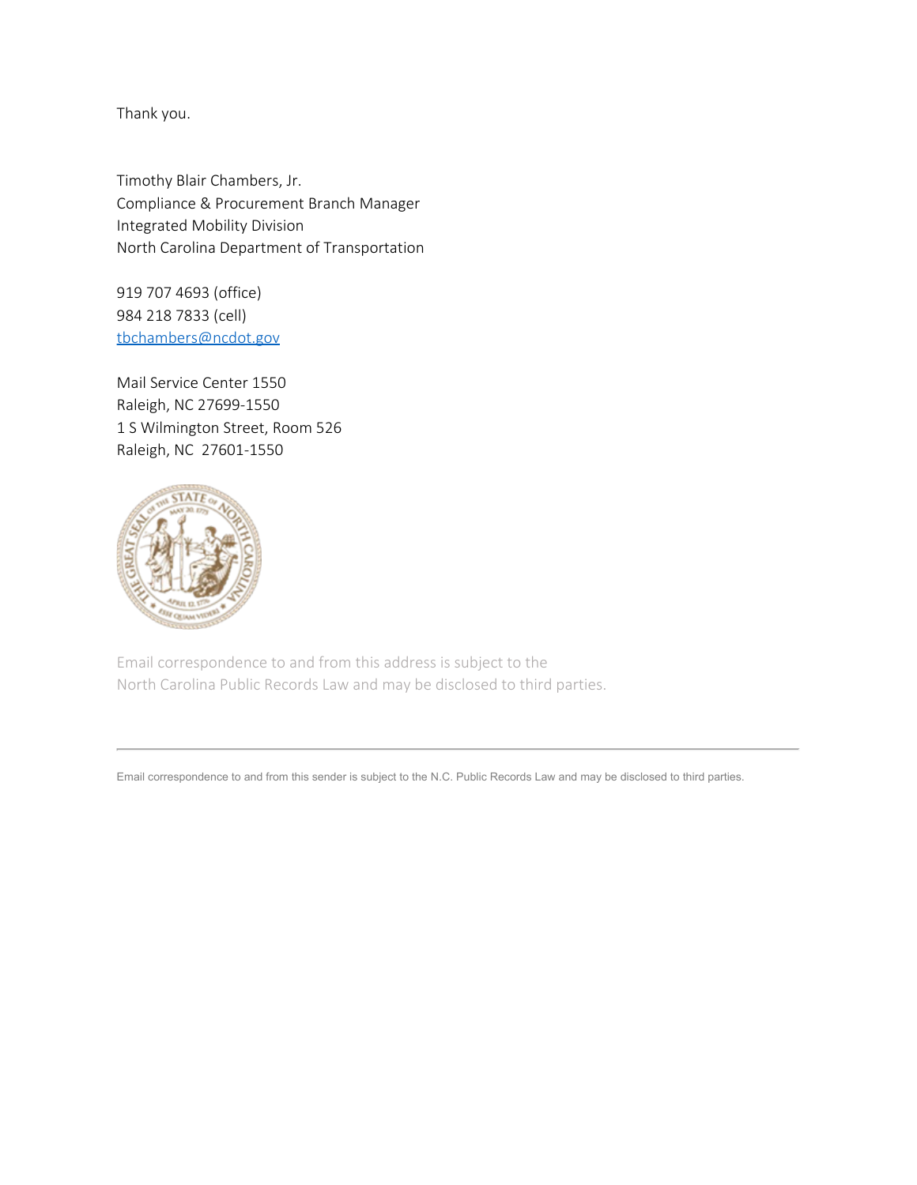Thank you.

Timothy Blair Chambers, Jr.
Compliance & Procurement Branch Manager
Integrated Mobility Division
North Carolina Department of Transportation

919 707 4693 (office)
984 218 7833 (cell)
[tbchambers@ncdot.gov](mailto:tbchambers@ncdot.gov)

Mail Service Center 1550
Raleigh, NC 27699-1550
1 S Wilmington Street, Room 526
Raleigh, NC 27601-1550

Email correspondence to and from this address is subject to the
North Carolina Public Records Law and may be disclosed to third parties.

---

Email correspondence to and from this sender is subject to the N.C. Public Records Law and may be disclosed to third parties.